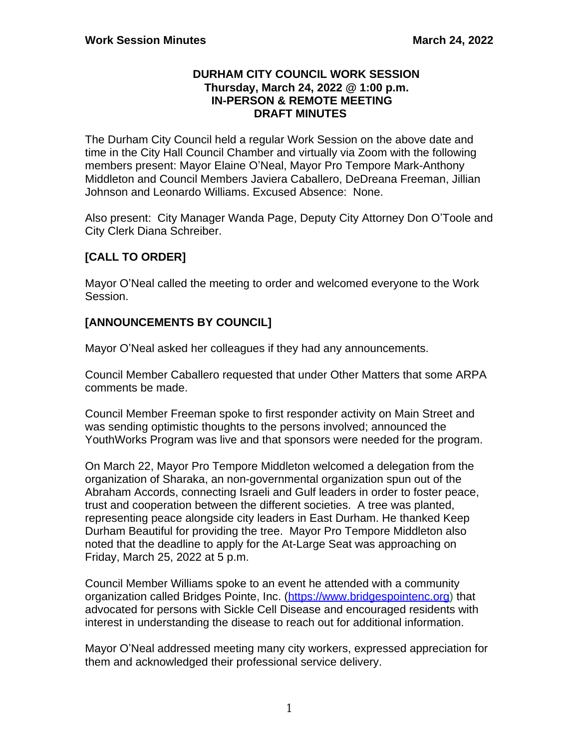**DURHAM CITY COUNCIL WORK SESSION**
**Thursday, March 24, 2022 @ 1:00 p.m.**
**IN-PERSON & REMOTE MEETING**
**DRAFT MINUTES**

The Durham City Council held a regular Work Session on the above date and time in the City Hall Council Chamber and virtually via Zoom with the following members present: Mayor Elaine O'Neal, Mayor Pro Tempore Mark-Anthony Middleton and Council Members Javiera Caballero, DeDreana Freeman, Jillian Johnson and Leonardo Williams. Excused Absence: None.

Also present: City Manager Wanda Page, Deputy City Attorney Don O'Toole and City Clerk Diana Schreiber.

## [CALL TO ORDER]

Mayor O'Neal called the meeting to order and welcomed everyone to the Work Session.

## [ANNOUNCEMENTS BY COUNCIL]

Mayor O'Neal asked her colleagues if they had any announcements.

Council Member Caballero requested that under Other Matters that some ARPA comments be made.

Council Member Freeman spoke to first responder activity on Main Street and was sending optimistic thoughts to the persons involved; announced the YouthWorks Program was live and that sponsors were needed for the program.

On March 22, Mayor Pro Tempore Middleton welcomed a delegation from the organization of Sharaka, an non-governmental organization spun out of the Abraham Accords, connecting Israeli and Gulf leaders in order to foster peace, trust and cooperation between the different societies. A tree was planted, representing peace alongside city leaders in East Durham. He thanked Keep Durham Beautiful for providing the tree. Mayor Pro Tempore Middleton also noted that the deadline to apply for the At-Large Seat was approaching on Friday, March 25, 2022 at 5 p.m.

Council Member Williams spoke to an event he attended with a community organization called Bridges Pointe, Inc. (https://www.bridgespointenc.org) that advocated for persons with Sickle Cell Disease and encouraged residents with interest in understanding the disease to reach out for additional information.

Mayor O'Neal addressed meeting many city workers, expressed appreciation for them and acknowledged their professional service delivery.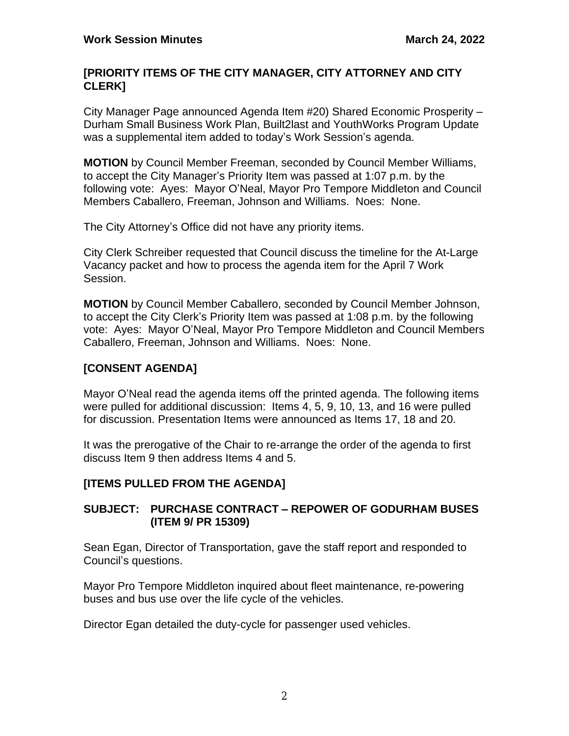**[PRIORITY ITEMS OF THE CITY MANAGER, CITY ATTORNEY AND CITY CLERK]**

City Manager Page announced Agenda Item #20) Shared Economic Prosperity – Durham Small Business Work Plan, Built2last and YouthWorks Program Update was a supplemental item added to today's Work Session's agenda.

**MOTION** by Council Member Freeman, seconded by Council Member Williams, to accept the City Manager's Priority Item was passed at 1:07 p.m. by the following vote: Ayes: Mayor O'Neal, Mayor Pro Tempore Middleton and Council Members Caballero, Freeman, Johnson and Williams. Noes: None.

The City Attorney's Office did not have any priority items.

City Clerk Schreiber requested that Council discuss the timeline for the At-Large Vacancy packet and how to process the agenda item for the April 7 Work Session.

**MOTION** by Council Member Caballero, seconded by Council Member Johnson, to accept the City Clerk's Priority Item was passed at 1:08 p.m. by the following vote: Ayes: Mayor O'Neal, Mayor Pro Tempore Middleton and Council Members Caballero, Freeman, Johnson and Williams. Noes: None.

**[CONSENT AGENDA]**

Mayor O'Neal read the agenda items off the printed agenda. The following items were pulled for additional discussion: Items 4, 5, 9, 10, 13, and 16 were pulled for discussion. Presentation Items were announced as Items 17, 18 and 20.

It was the prerogative of the Chair to re-arrange the order of the agenda to first discuss Item 9 then address Items 4 and 5.

**[ITEMS PULLED FROM THE AGENDA]**

**SUBJECT: PURCHASE CONTRACT – REPOWER OF GODURHAM BUSES (ITEM 9/ PR 15309)**

Sean Egan, Director of Transportation, gave the staff report and responded to Council's questions.

Mayor Pro Tempore Middleton inquired about fleet maintenance, re-powering buses and bus use over the life cycle of the vehicles.

Director Egan detailed the duty-cycle for passenger used vehicles.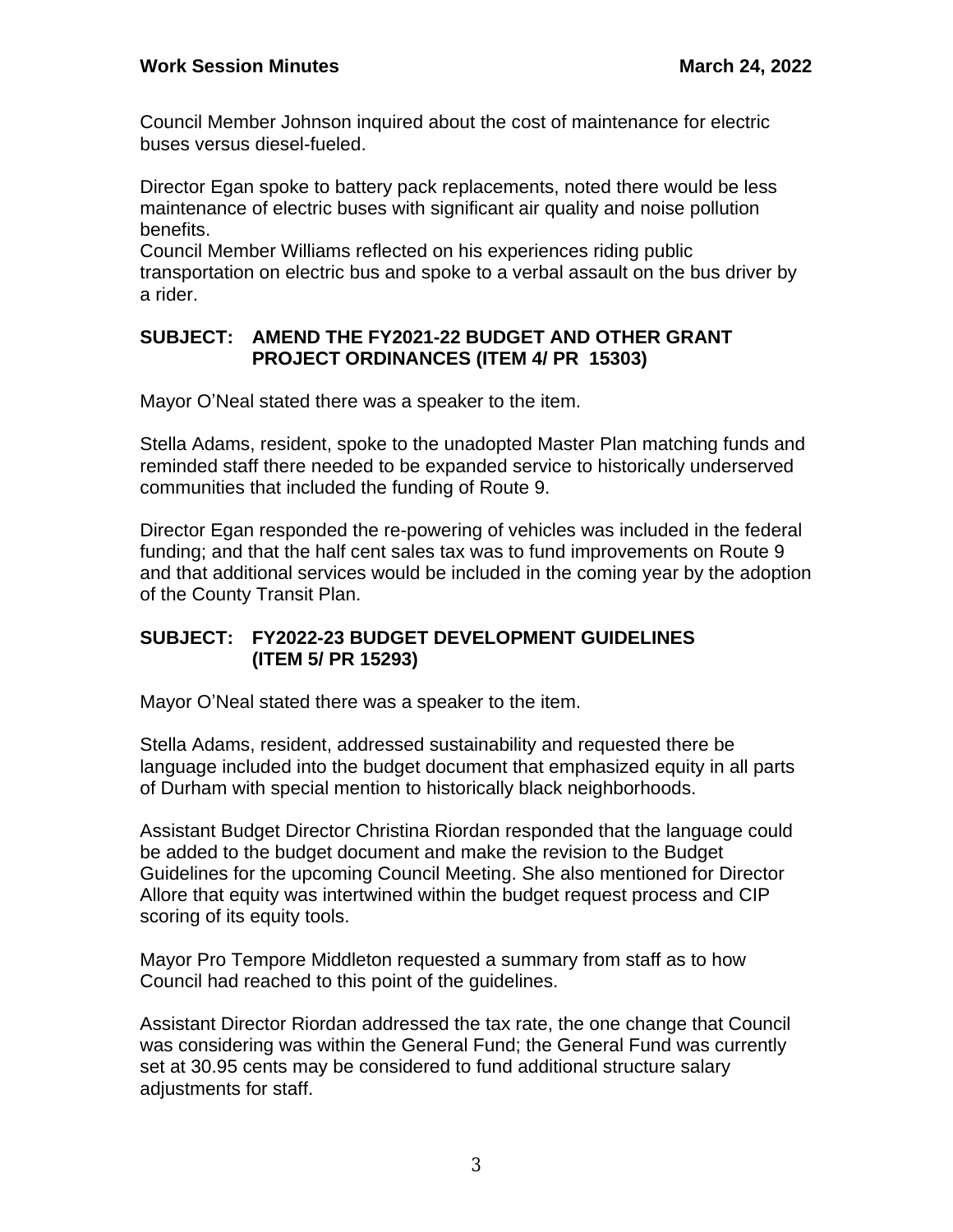Council Member Johnson inquired about the cost of maintenance for electric buses versus diesel-fueled.

Director Egan spoke to battery pack replacements, noted there would be less maintenance of electric buses with significant air quality and noise pollution benefits.
Council Member Williams reflected on his experiences riding public transportation on electric bus and spoke to a verbal assault on the bus driver by a rider.

**SUBJECT: AMEND THE FY2021-22 BUDGET AND OTHER GRANT PROJECT ORDINANCES (ITEM 4/ PR 15303)**

Mayor O'Neal stated there was a speaker to the item.

Stella Adams, resident, spoke to the unadopted Master Plan matching funds and reminded staff there needed to be expanded service to historically underserved communities that included the funding of Route 9.

Director Egan responded the re-powering of vehicles was included in the federal funding; and that the half cent sales tax was to fund improvements on Route 9 and that additional services would be included in the coming year by the adoption of the County Transit Plan.

**SUBJECT: FY2022-23 BUDGET DEVELOPMENT GUIDELINES (ITEM 5/ PR 15293)**

Mayor O'Neal stated there was a speaker to the item.

Stella Adams, resident, addressed sustainability and requested there be language included into the budget document that emphasized equity in all parts of Durham with special mention to historically black neighborhoods.

Assistant Budget Director Christina Riordan responded that the language could be added to the budget document and make the revision to the Budget Guidelines for the upcoming Council Meeting. She also mentioned for Director Allore that equity was intertwined within the budget request process and CIP scoring of its equity tools.

Mayor Pro Tempore Middleton requested a summary from staff as to how Council had reached to this point of the guidelines.

Assistant Director Riordan addressed the tax rate, the one change that Council was considering was within the General Fund; the General Fund was currently set at 30.95 cents may be considered to fund additional structure salary adjustments for staff.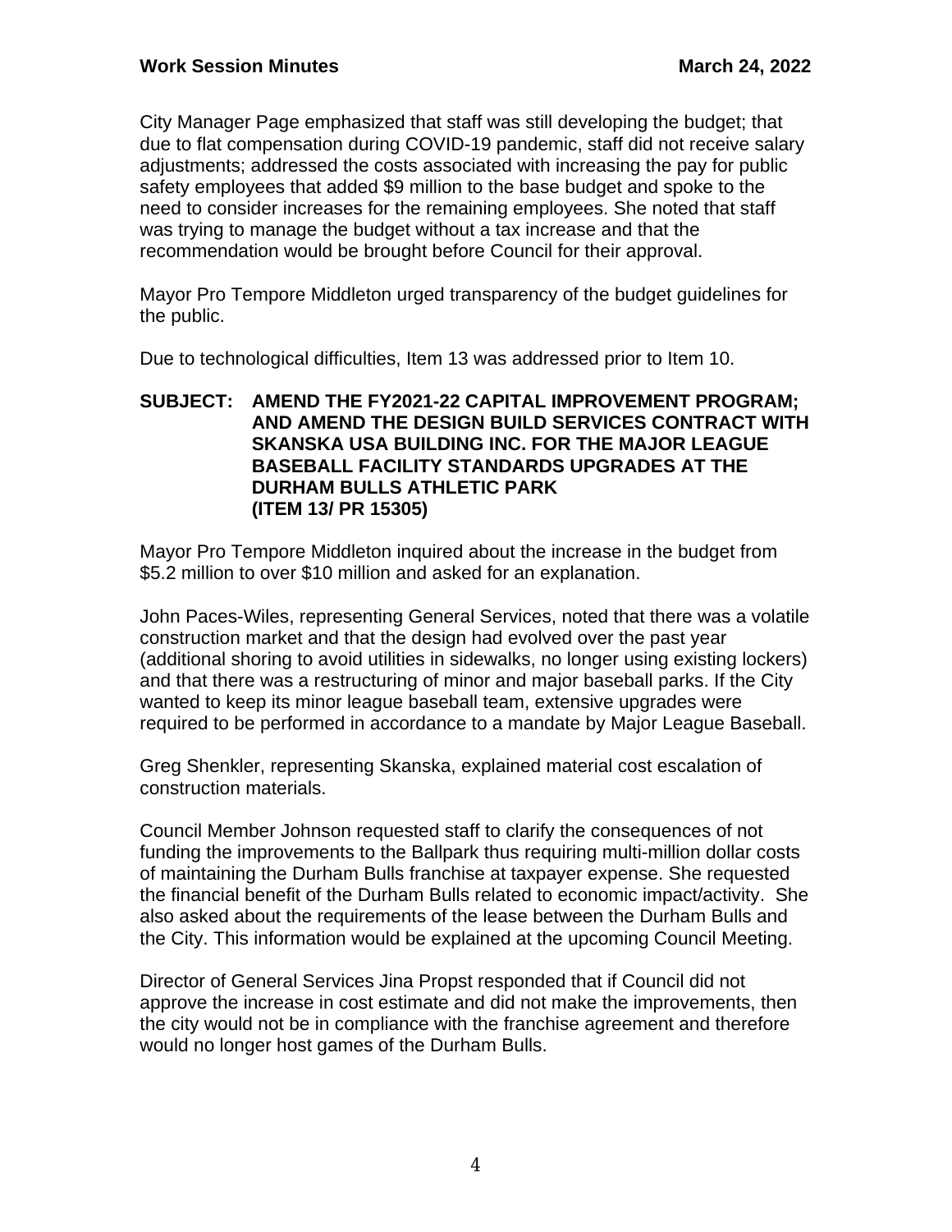City Manager Page emphasized that staff was still developing the budget; that due to flat compensation during COVID-19 pandemic, staff did not receive salary adjustments; addressed the costs associated with increasing the pay for public safety employees that added $9 million to the base budget and spoke to the need to consider increases for the remaining employees. She noted that staff was trying to manage the budget without a tax increase and that the recommendation would be brought before Council for their approval.

Mayor Pro Tempore Middleton urged transparency of the budget guidelines for the public.

Due to technological difficulties, Item 13 was addressed prior to Item 10.

**SUBJECT: AMEND THE FY2021-22 CAPITAL IMPROVEMENT PROGRAM; AND AMEND THE DESIGN BUILD SERVICES CONTRACT WITH SKANSKA USA BUILDING INC. FOR THE MAJOR LEAGUE BASEBALL FACILITY STANDARDS UPGRADES AT THE DURHAM BULLS ATHLETIC PARK (ITEM 13/ PR 15305)**

Mayor Pro Tempore Middleton inquired about the increase in the budget from $5.2 million to over $10 million and asked for an explanation.

John Paces-Wiles, representing General Services, noted that there was a volatile construction market and that the design had evolved over the past year (additional shoring to avoid utilities in sidewalks, no longer using existing lockers) and that there was a restructuring of minor and major baseball parks. If the City wanted to keep its minor league baseball team, extensive upgrades were required to be performed in accordance to a mandate by Major League Baseball.

Greg Shenkler, representing Skanska, explained material cost escalation of construction materials.

Council Member Johnson requested staff to clarify the consequences of not funding the improvements to the Ballpark thus requiring multi-million dollar costs of maintaining the Durham Bulls franchise at taxpayer expense. She requested the financial benefit of the Durham Bulls related to economic impact/activity. She also asked about the requirements of the lease between the Durham Bulls and the City. This information would be explained at the upcoming Council Meeting.

Director of General Services Jina Propst responded that if Council did not approve the increase in cost estimate and did not make the improvements, then the city would not be in compliance with the franchise agreement and therefore would no longer host games of the Durham Bulls.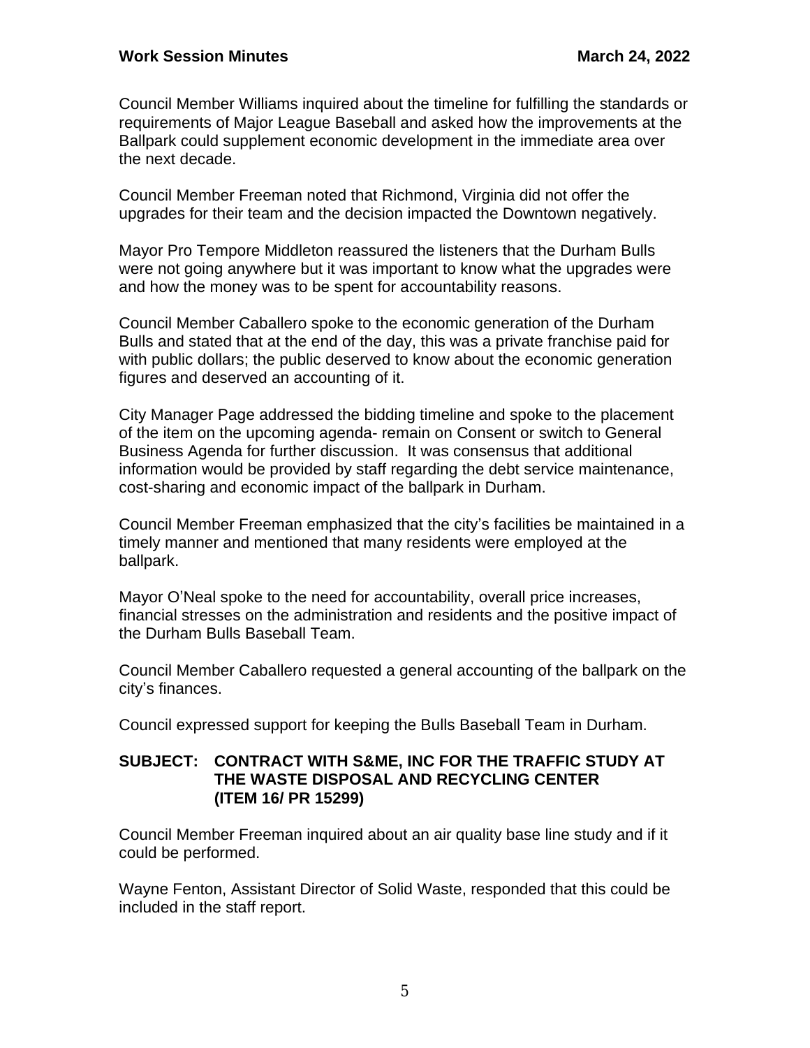Council Member Williams inquired about the timeline for fulfilling the standards or requirements of Major League Baseball and asked how the improvements at the Ballpark could supplement economic development in the immediate area over the next decade.

Council Member Freeman noted that Richmond, Virginia did not offer the upgrades for their team and the decision impacted the Downtown negatively.

Mayor Pro Tempore Middleton reassured the listeners that the Durham Bulls were not going anywhere but it was important to know what the upgrades were and how the money was to be spent for accountability reasons.

Council Member Caballero spoke to the economic generation of the Durham Bulls and stated that at the end of the day, this was a private franchise paid for with public dollars; the public deserved to know about the economic generation figures and deserved an accounting of it.

City Manager Page addressed the bidding timeline and spoke to the placement of the item on the upcoming agenda- remain on Consent or switch to General Business Agenda for further discussion.  It was consensus that additional information would be provided by staff regarding the debt service maintenance, cost-sharing and economic impact of the ballpark in Durham.

Council Member Freeman emphasized that the city's facilities be maintained in a timely manner and mentioned that many residents were employed at the ballpark.

Mayor O'Neal spoke to the need for accountability, overall price increases, financial stresses on the administration and residents and the positive impact of the Durham Bulls Baseball Team.

Council Member Caballero requested a general accounting of the ballpark on the city's finances.

Council expressed support for keeping the Bulls Baseball Team in Durham.

**SUBJECT: CONTRACT WITH S&ME, INC FOR THE TRAFFIC STUDY AT THE WASTE DISPOSAL AND RECYCLING CENTER (ITEM 16/ PR 15299)**

Council Member Freeman inquired about an air quality base line study and if it could be performed.

Wayne Fenton, Assistant Director of Solid Waste, responded that this could be included in the staff report.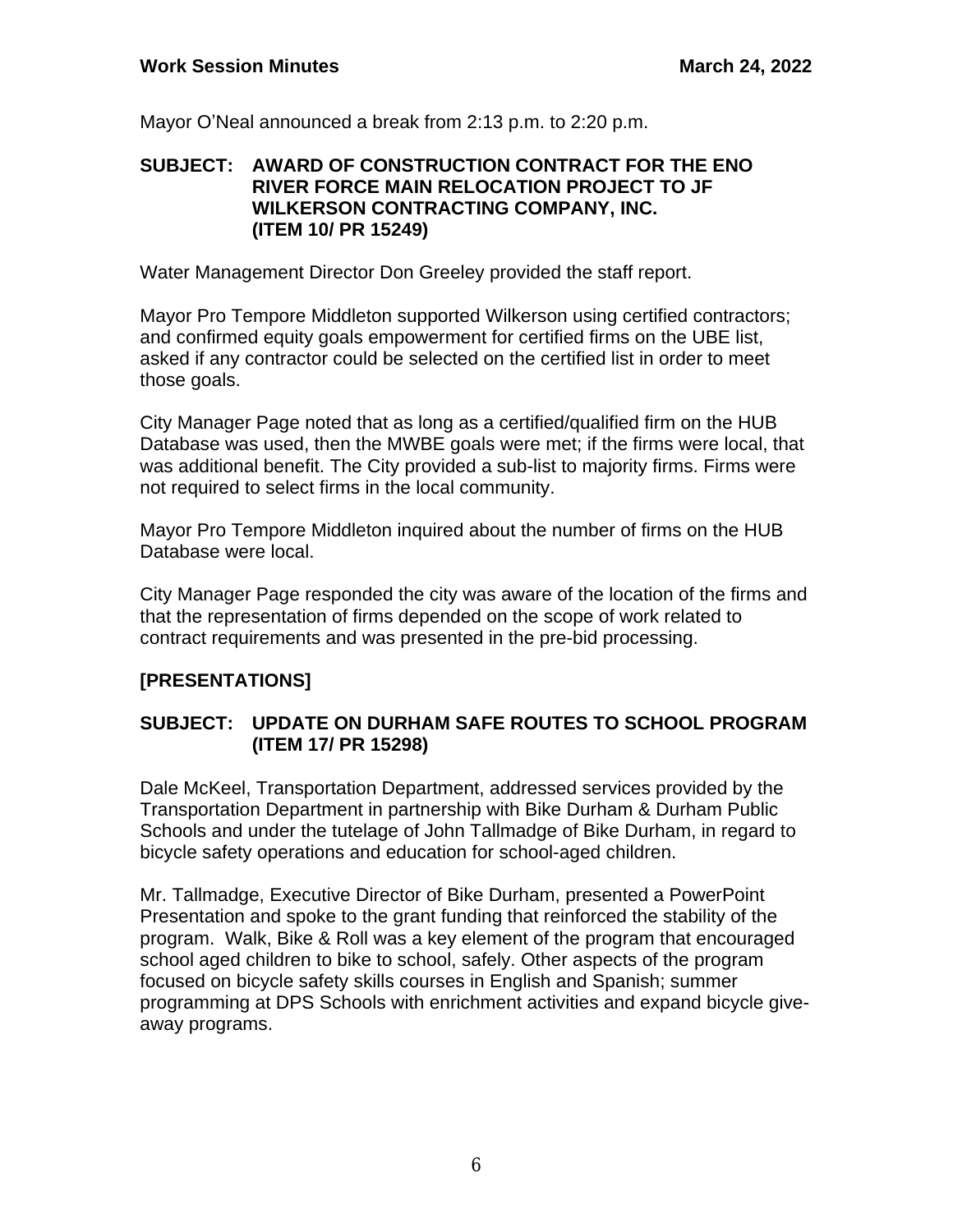Mayor O'Neal announced a break from 2:13 p.m. to 2:20 p.m.

**SUBJECT: AWARD OF CONSTRUCTION CONTRACT FOR THE ENO RIVER FORCE MAIN RELOCATION PROJECT TO JF WILKERSON CONTRACTING COMPANY, INC. (ITEM 10/ PR 15249)**

Water Management Director Don Greeley provided the staff report.

Mayor Pro Tempore Middleton supported Wilkerson using certified contractors; and confirmed equity goals empowerment for certified firms on the UBE list, asked if any contractor could be selected on the certified list in order to meet those goals.

City Manager Page noted that as long as a certified/qualified firm on the HUB Database was used, then the MWBE goals were met; if the firms were local, that was additional benefit. The City provided a sub-list to majority firms. Firms were not required to select firms in the local community.

Mayor Pro Tempore Middleton inquired about the number of firms on the HUB Database were local.

City Manager Page responded the city was aware of the location of the firms and that the representation of firms depended on the scope of work related to contract requirements and was presented in the pre-bid processing.

**[PRESENTATIONS]**

**SUBJECT: UPDATE ON DURHAM SAFE ROUTES TO SCHOOL PROGRAM (ITEM 17/ PR 15298)**

Dale McKeel, Transportation Department, addressed services provided by the Transportation Department in partnership with Bike Durham & Durham Public Schools and under the tutelage of John Tallmadge of Bike Durham, in regard to bicycle safety operations and education for school-aged children.

Mr. Tallmadge, Executive Director of Bike Durham, presented a PowerPoint Presentation and spoke to the grant funding that reinforced the stability of the program. Walk, Bike & Roll was a key element of the program that encouraged school aged children to bike to school, safely. Other aspects of the program focused on bicycle safety skills courses in English and Spanish; summer programming at DPS Schools with enrichment activities and expand bicycle give-away programs.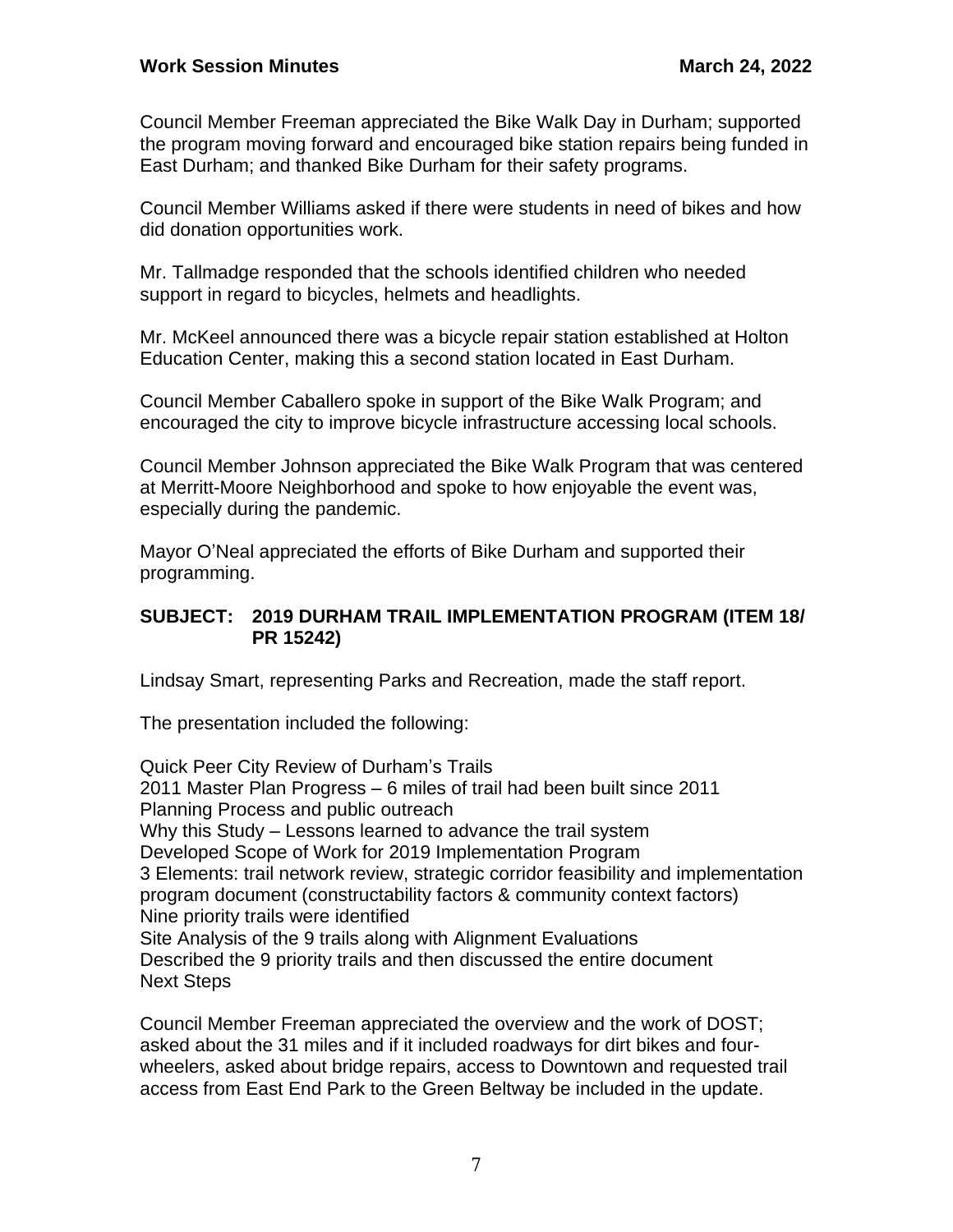Council Member Freeman appreciated the Bike Walk Day in Durham; supported the program moving forward and encouraged bike station repairs being funded in East Durham; and thanked Bike Durham for their safety programs.

Council Member Williams asked if there were students in need of bikes and how did donation opportunities work.

Mr. Tallmadge responded that the schools identified children who needed support in regard to bicycles, helmets and headlights.

Mr. McKeel announced there was a bicycle repair station established at Holton Education Center, making this a second station located in East Durham.

Council Member Caballero spoke in support of the Bike Walk Program; and encouraged the city to improve bicycle infrastructure accessing local schools.

Council Member Johnson appreciated the Bike Walk Program that was centered at Merritt-Moore Neighborhood and spoke to how enjoyable the event was, especially during the pandemic.

Mayor O'Neal appreciated the efforts of Bike Durham and supported their programming.

**SUBJECT: 2019 DURHAM TRAIL IMPLEMENTATION PROGRAM (ITEM 18/ PR 15242)**

Lindsay Smart, representing Parks and Recreation, made the staff report.

The presentation included the following:

Quick Peer City Review of Durham's Trails
2011 Master Plan Progress – 6 miles of trail had been built since 2011
Planning Process and public outreach
Why this Study – Lessons learned to advance the trail system
Developed Scope of Work for 2019 Implementation Program
3 Elements: trail network review, strategic corridor feasibility and implementation program document (constructability factors & community context factors)
Nine priority trails were identified
Site Analysis of the 9 trails along with Alignment Evaluations
Described the 9 priority trails and then discussed the entire document
Next Steps

Council Member Freeman appreciated the overview and the work of DOST; asked about the 31 miles and if it included roadways for dirt bikes and four-wheelers, asked about bridge repairs, access to Downtown and requested trail access from East End Park to the Green Beltway be included in the update.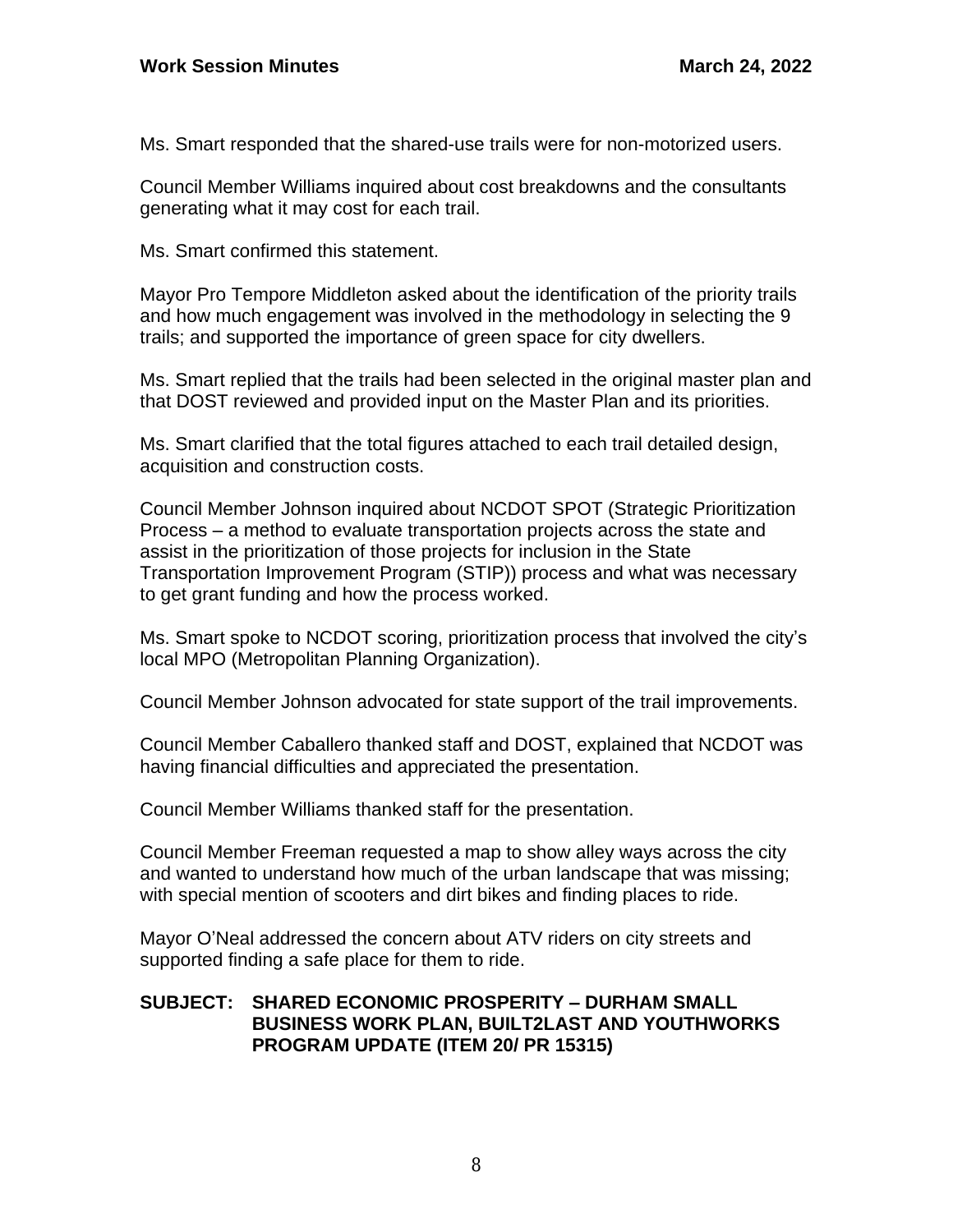Ms. Smart responded that the shared-use trails were for non-motorized users.

Council Member Williams inquired about cost breakdowns and the consultants generating what it may cost for each trail.

Ms. Smart confirmed this statement.

Mayor Pro Tempore Middleton asked about the identification of the priority trails and how much engagement was involved in the methodology in selecting the 9 trails; and supported the importance of green space for city dwellers.

Ms. Smart replied that the trails had been selected in the original master plan and that DOST reviewed and provided input on the Master Plan and its priorities.

Ms. Smart clarified that the total figures attached to each trail detailed design, acquisition and construction costs.

Council Member Johnson inquired about NCDOT SPOT (Strategic Prioritization Process – a method to evaluate transportation projects across the state and assist in the prioritization of those projects for inclusion in the State Transportation Improvement Program (STIP)) process and what was necessary to get grant funding and how the process worked.

Ms. Smart spoke to NCDOT scoring, prioritization process that involved the city's local MPO (Metropolitan Planning Organization).

Council Member Johnson advocated for state support of the trail improvements.

Council Member Caballero thanked staff and DOST, explained that NCDOT was having financial difficulties and appreciated the presentation.

Council Member Williams thanked staff for the presentation.

Council Member Freeman requested a map to show alley ways across the city and wanted to understand how much of the urban landscape that was missing; with special mention of scooters and dirt bikes and finding places to ride.

Mayor O'Neal addressed the concern about ATV riders on city streets and supported finding a safe place for them to ride.

**SUBJECT: SHARED ECONOMIC PROSPERITY – DURHAM SMALL BUSINESS WORK PLAN, BUILT2LAST AND YOUTHWORKS PROGRAM UPDATE (ITEM 20/ PR 15315)**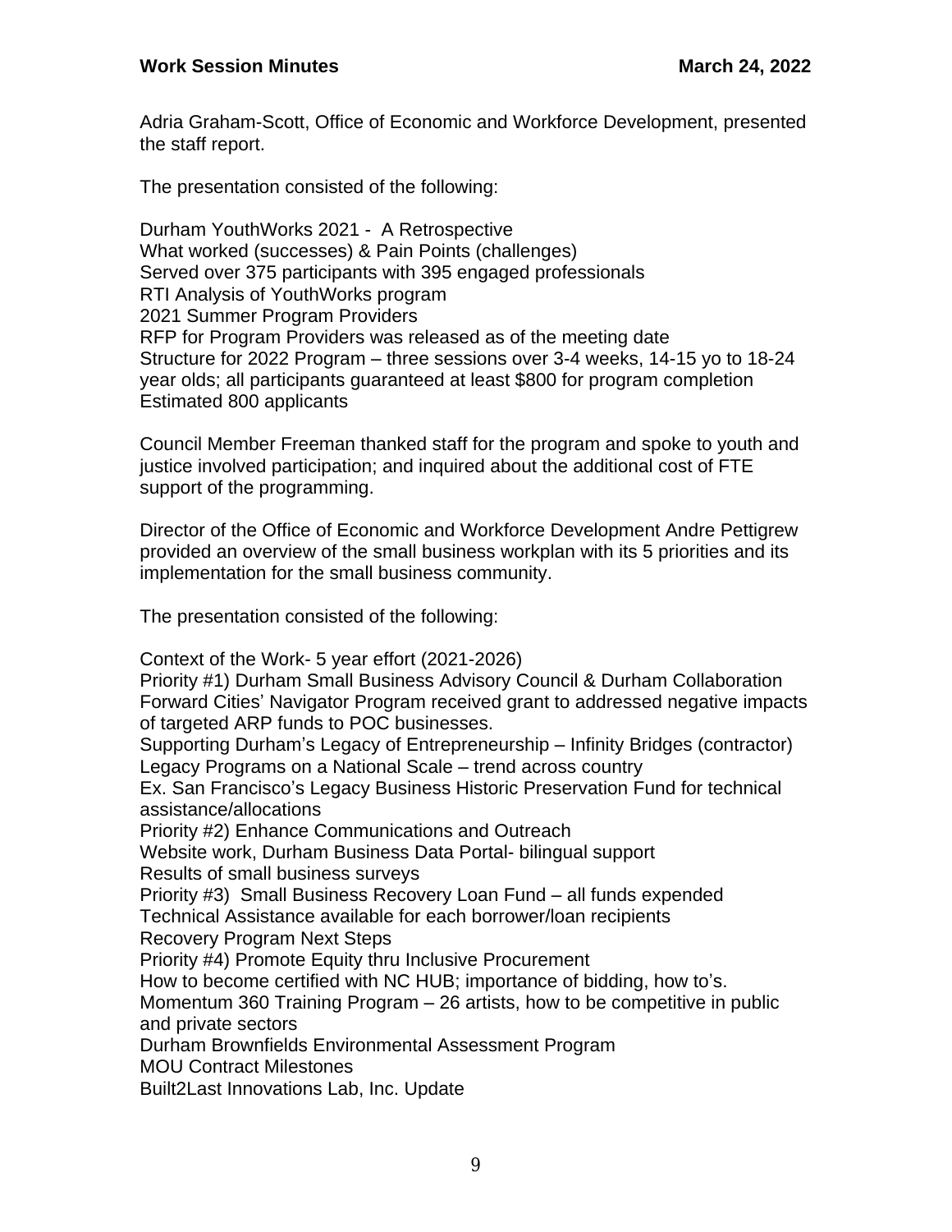Adria Graham-Scott, Office of Economic and Workforce Development, presented the staff report.

The presentation consisted of the following:

Durham YouthWorks 2021 - A Retrospective
What worked (successes) & Pain Points (challenges)
Served over 375 participants with 395 engaged professionals
RTI Analysis of YouthWorks program
2021 Summer Program Providers
RFP for Program Providers was released as of the meeting date
Structure for 2022 Program – three sessions over 3-4 weeks, 14-15 yo to 18-24 year olds; all participants guaranteed at least $800 for program completion
Estimated 800 applicants

Council Member Freeman thanked staff for the program and spoke to youth and justice involved participation; and inquired about the additional cost of FTE support of the programming.

Director of the Office of Economic and Workforce Development Andre Pettigrew provided an overview of the small business workplan with its 5 priorities and its implementation for the small business community.

The presentation consisted of the following:

Context of the Work- 5 year effort (2021-2026)
Priority #1) Durham Small Business Advisory Council & Durham Collaboration
Forward Cities' Navigator Program received grant to addressed negative impacts of targeted ARP funds to POC businesses.
Supporting Durham's Legacy of Entrepreneurship – Infinity Bridges (contractor)
Legacy Programs on a National Scale – trend across country
Ex. San Francisco's Legacy Business Historic Preservation Fund for technical assistance/allocations
Priority #2) Enhance Communications and Outreach
Website work, Durham Business Data Portal- bilingual support
Results of small business surveys
Priority #3) Small Business Recovery Loan Fund – all funds expended
Technical Assistance available for each borrower/loan recipients
Recovery Program Next Steps
Priority #4) Promote Equity thru Inclusive Procurement
How to become certified with NC HUB; importance of bidding, how to's.
Momentum 360 Training Program – 26 artists, how to be competitive in public and private sectors
Durham Brownfields Environmental Assessment Program
MOU Contract Milestones
Built2Last Innovations Lab, Inc. Update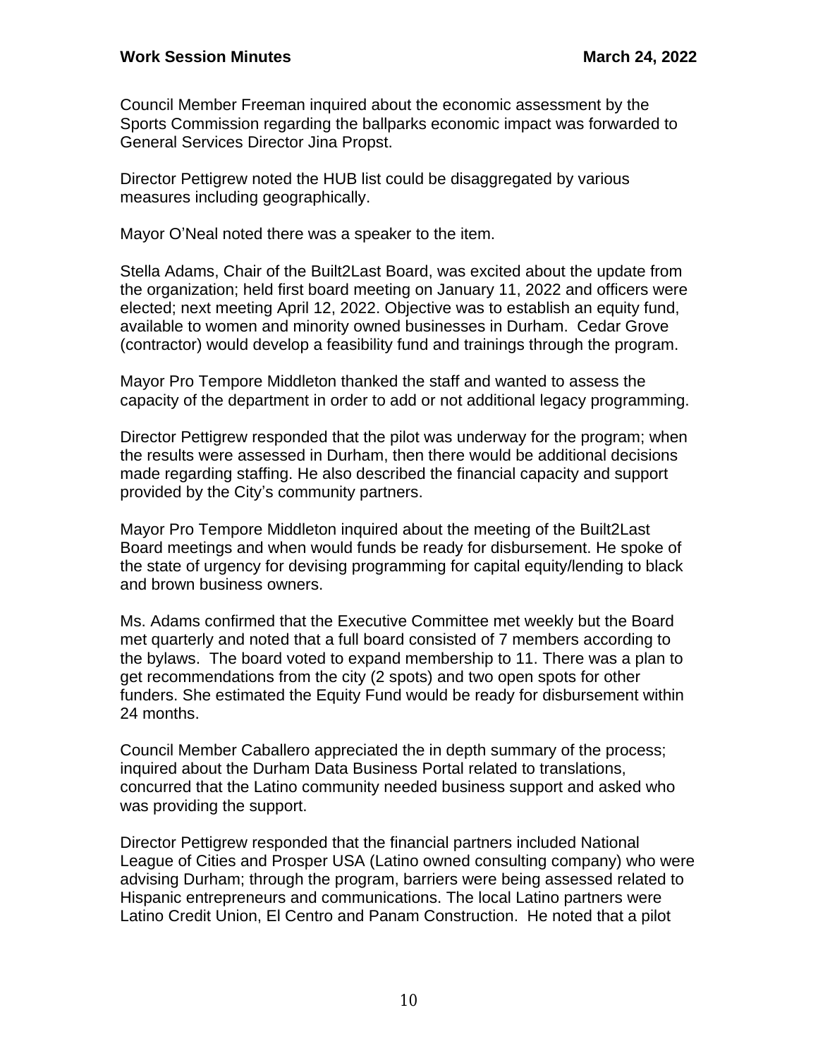Council Member Freeman inquired about the economic assessment by the Sports Commission regarding the ballparks economic impact was forwarded to General Services Director Jina Propst.

Director Pettigrew noted the HUB list could be disaggregated by various measures including geographically.

Mayor O'Neal noted there was a speaker to the item.

Stella Adams, Chair of the Built2Last Board, was excited about the update from the organization; held first board meeting on January 11, 2022 and officers were elected; next meeting April 12, 2022. Objective was to establish an equity fund, available to women and minority owned businesses in Durham. Cedar Grove (contractor) would develop a feasibility fund and trainings through the program.

Mayor Pro Tempore Middleton thanked the staff and wanted to assess the capacity of the department in order to add or not additional legacy programming.

Director Pettigrew responded that the pilot was underway for the program; when the results were assessed in Durham, then there would be additional decisions made regarding staffing. He also described the financial capacity and support provided by the City's community partners.

Mayor Pro Tempore Middleton inquired about the meeting of the Built2Last Board meetings and when would funds be ready for disbursement. He spoke of the state of urgency for devising programming for capital equity/lending to black and brown business owners.

Ms. Adams confirmed that the Executive Committee met weekly but the Board met quarterly and noted that a full board consisted of 7 members according to the bylaws. The board voted to expand membership to 11. There was a plan to get recommendations from the city (2 spots) and two open spots for other funders. She estimated the Equity Fund would be ready for disbursement within 24 months.

Council Member Caballero appreciated the in depth summary of the process; inquired about the Durham Data Business Portal related to translations, concurred that the Latino community needed business support and asked who was providing the support.

Director Pettigrew responded that the financial partners included National League of Cities and Prosper USA (Latino owned consulting company) who were advising Durham; through the program, barriers were being assessed related to Hispanic entrepreneurs and communications. The local Latino partners were Latino Credit Union, El Centro and Panam Construction. He noted that a pilot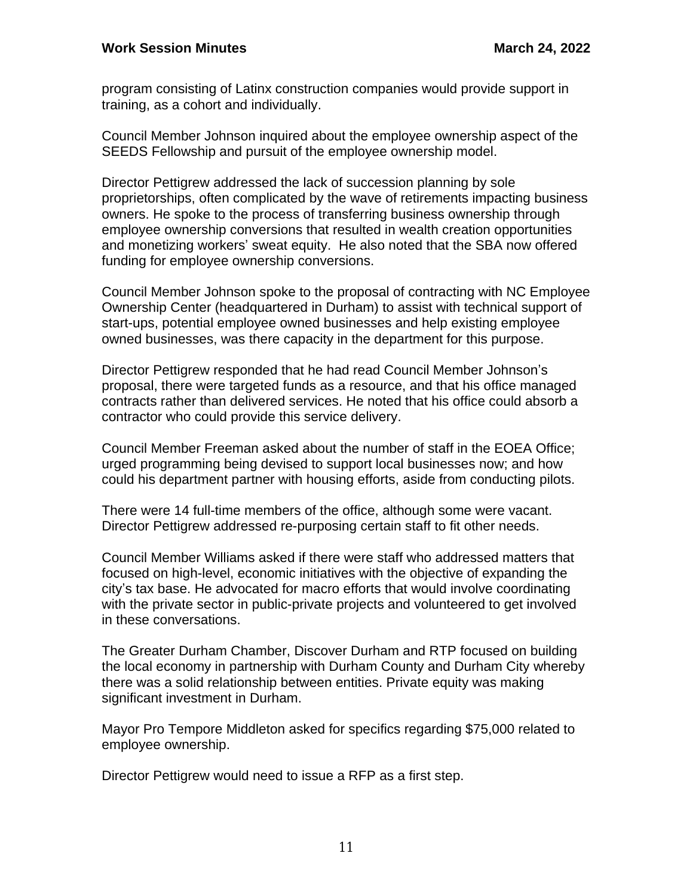program consisting of Latinx construction companies would provide support in training, as a cohort and individually.

Council Member Johnson inquired about the employee ownership aspect of the SEEDS Fellowship and pursuit of the employee ownership model.

Director Pettigrew addressed the lack of succession planning by sole proprietorships, often complicated by the wave of retirements impacting business owners. He spoke to the process of transferring business ownership through employee ownership conversions that resulted in wealth creation opportunities and monetizing workers' sweat equity. He also noted that the SBA now offered funding for employee ownership conversions.

Council Member Johnson spoke to the proposal of contracting with NC Employee Ownership Center (headquartered in Durham) to assist with technical support of start-ups, potential employee owned businesses and help existing employee owned businesses, was there capacity in the department for this purpose.

Director Pettigrew responded that he had read Council Member Johnson's proposal, there were targeted funds as a resource, and that his office managed contracts rather than delivered services. He noted that his office could absorb a contractor who could provide this service delivery.

Council Member Freeman asked about the number of staff in the EOEA Office; urged programming being devised to support local businesses now; and how could his department partner with housing efforts, aside from conducting pilots.

There were 14 full-time members of the office, although some were vacant. Director Pettigrew addressed re-purposing certain staff to fit other needs.

Council Member Williams asked if there were staff who addressed matters that focused on high-level, economic initiatives with the objective of expanding the city's tax base. He advocated for macro efforts that would involve coordinating with the private sector in public-private projects and volunteered to get involved in these conversations.

The Greater Durham Chamber, Discover Durham and RTP focused on building the local economy in partnership with Durham County and Durham City whereby there was a solid relationship between entities. Private equity was making significant investment in Durham.

Mayor Pro Tempore Middleton asked for specifics regarding $75,000 related to employee ownership.

Director Pettigrew would need to issue a RFP as a first step.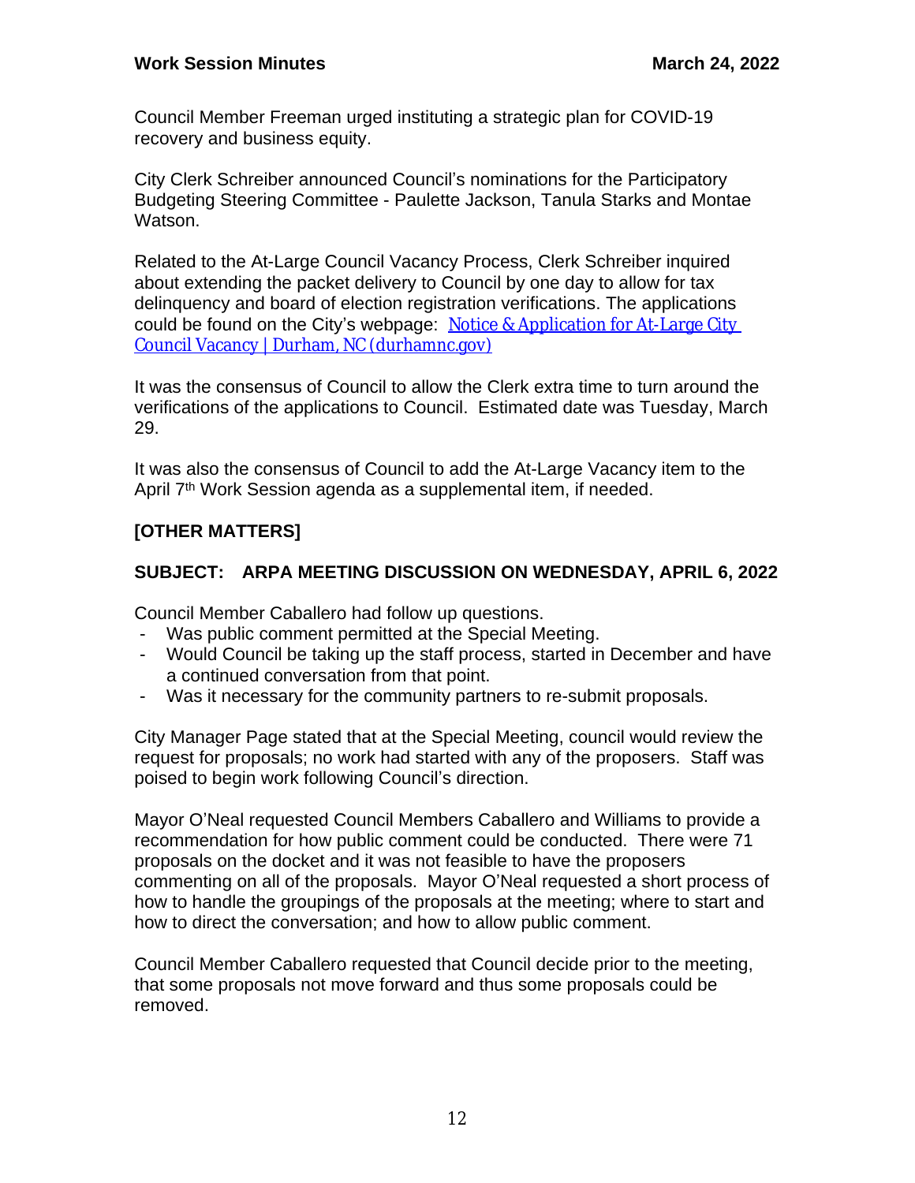Council Member Freeman urged instituting a strategic plan for COVID-19 recovery and business equity.

City Clerk Schreiber announced Council's nominations for the Participatory Budgeting Steering Committee - Paulette Jackson, Tanula Starks and Montae Watson.

Related to the At-Large Council Vacancy Process, Clerk Schreiber inquired about extending the packet delivery to Council by one day to allow for tax delinquency and board of election registration verifications. The applications could be found on the City's webpage: [Notice & Application for At-Large City Council Vacancy | Durham, NC (durhamnc.gov)]

It was the consensus of Council to allow the Clerk extra time to turn around the verifications of the applications to Council. Estimated date was Tuesday, March 29.

It was also the consensus of Council to add the At-Large Vacancy item to the April 7th Work Session agenda as a supplemental item, if needed.

**[OTHER MATTERS]**

**SUBJECT: ARPA MEETING DISCUSSION ON WEDNESDAY, APRIL 6, 2022**

Council Member Caballero had follow up questions.

- Was public comment permitted at the Special Meeting.
- Would Council be taking up the staff process, started in December and have a continued conversation from that point.
- Was it necessary for the community partners to re-submit proposals.

City Manager Page stated that at the Special Meeting, council would review the request for proposals; no work had started with any of the proposers. Staff was poised to begin work following Council's direction.

Mayor O'Neal requested Council Members Caballero and Williams to provide a recommendation for how public comment could be conducted. There were 71 proposals on the docket and it was not feasible to have the proposers commenting on all of the proposals. Mayor O'Neal requested a short process of how to handle the groupings of the proposals at the meeting; where to start and how to direct the conversation; and how to allow public comment.

Council Member Caballero requested that Council decide prior to the meeting, that some proposals not move forward and thus some proposals could be removed.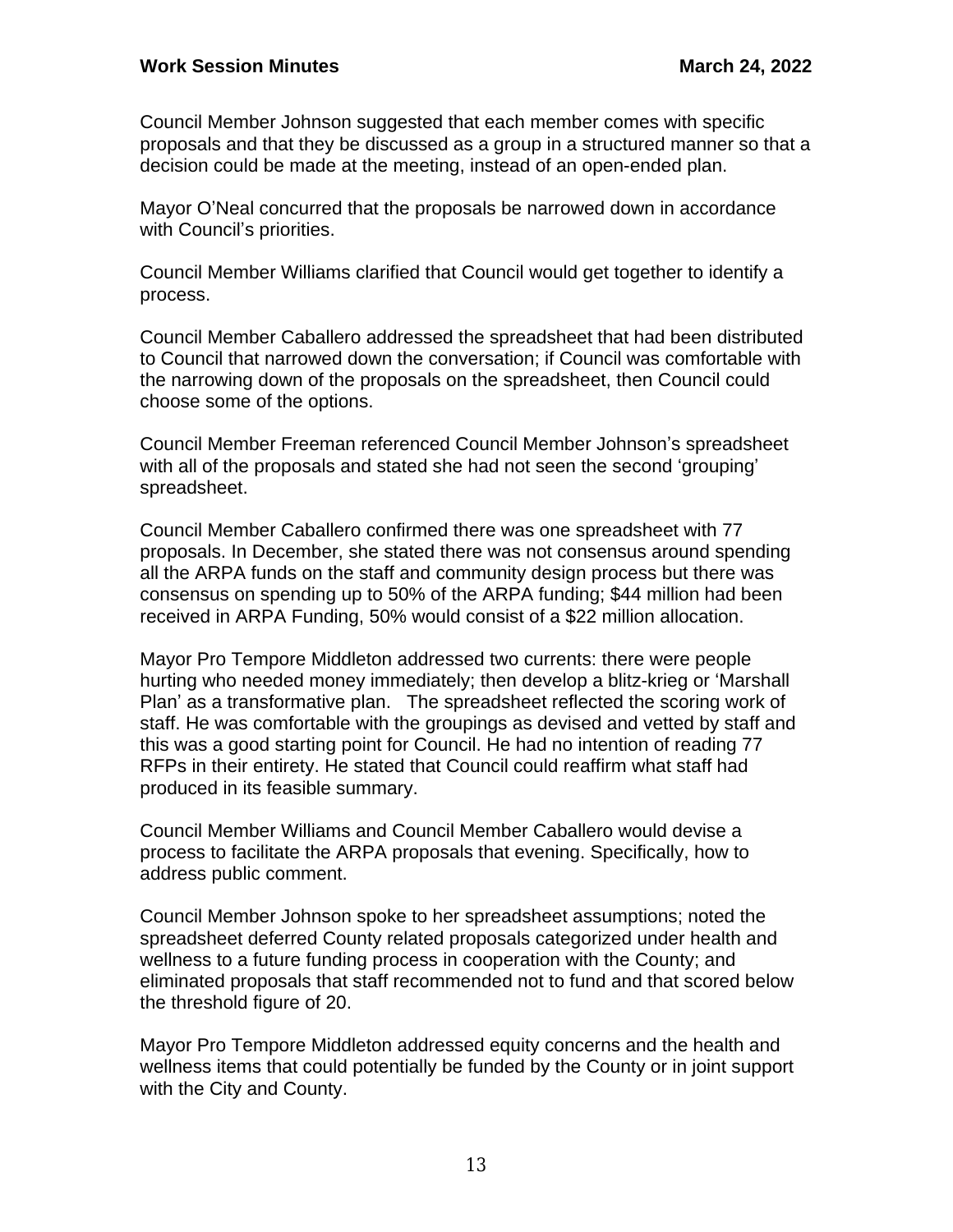Council Member Johnson suggested that each member comes with specific proposals and that they be discussed as a group in a structured manner so that a decision could be made at the meeting, instead of an open-ended plan.

Mayor O'Neal concurred that the proposals be narrowed down in accordance with Council's priorities.

Council Member Williams clarified that Council would get together to identify a process.

Council Member Caballero addressed the spreadsheet that had been distributed to Council that narrowed down the conversation; if Council was comfortable with the narrowing down of the proposals on the spreadsheet, then Council could choose some of the options.

Council Member Freeman referenced Council Member Johnson's spreadsheet with all of the proposals and stated she had not seen the second 'grouping' spreadsheet.

Council Member Caballero confirmed there was one spreadsheet with 77 proposals. In December, she stated there was not consensus around spending all the ARPA funds on the staff and community design process but there was consensus on spending up to 50% of the ARPA funding; $44 million had been received in ARPA Funding, 50% would consist of a $22 million allocation.

Mayor Pro Tempore Middleton addressed two currents: there were people hurting who needed money immediately; then develop a blitz-krieg or 'Marshall Plan' as a transformative plan. The spreadsheet reflected the scoring work of staff. He was comfortable with the groupings as devised and vetted by staff and this was a good starting point for Council. He had no intention of reading 77 RFPs in their entirety. He stated that Council could reaffirm what staff had produced in its feasible summary.

Council Member Williams and Council Member Caballero would devise a process to facilitate the ARPA proposals that evening. Specifically, how to address public comment.

Council Member Johnson spoke to her spreadsheet assumptions; noted the spreadsheet deferred County related proposals categorized under health and wellness to a future funding process in cooperation with the County; and eliminated proposals that staff recommended not to fund and that scored below the threshold figure of 20.

Mayor Pro Tempore Middleton addressed equity concerns and the health and wellness items that could potentially be funded by the County or in joint support with the City and County.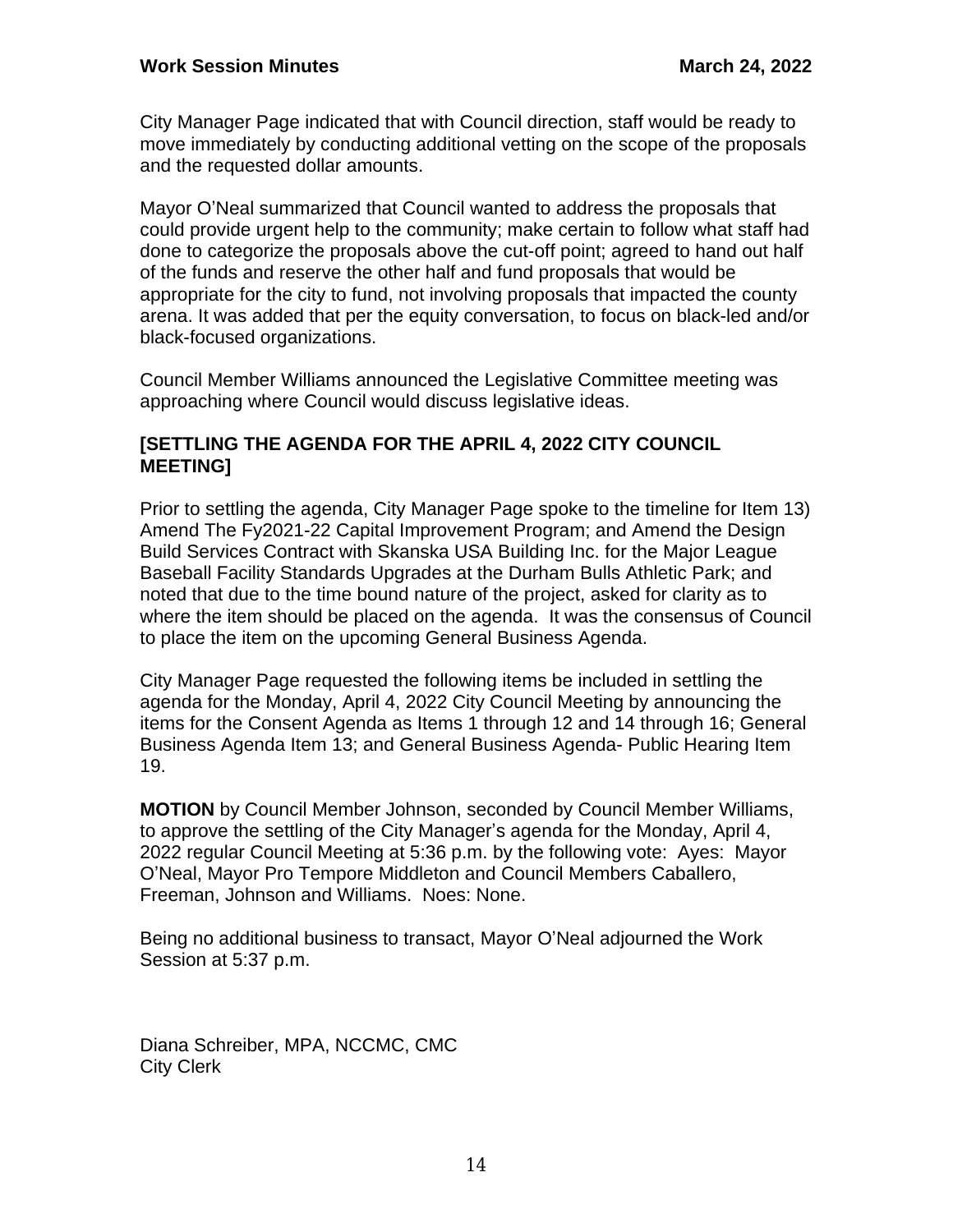City Manager Page indicated that with Council direction, staff would be ready to move immediately by conducting additional vetting on the scope of the proposals and the requested dollar amounts.

Mayor O'Neal summarized that Council wanted to address the proposals that could provide urgent help to the community; make certain to follow what staff had done to categorize the proposals above the cut-off point; agreed to hand out half of the funds and reserve the other half and fund proposals that would be appropriate for the city to fund, not involving proposals that impacted the county arena. It was added that per the equity conversation, to focus on black-led and/or black-focused organizations.

Council Member Williams announced the Legislative Committee meeting was approaching where Council would discuss legislative ideas.

### [SETTLING THE AGENDA FOR THE APRIL 4, 2022 CITY COUNCIL MEETING]

Prior to settling the agenda, City Manager Page spoke to the timeline for Item 13) Amend The Fy2021-22 Capital Improvement Program; and Amend the Design Build Services Contract with Skanska USA Building Inc. for the Major League Baseball Facility Standards Upgrades at the Durham Bulls Athletic Park; and noted that due to the time bound nature of the project, asked for clarity as to where the item should be placed on the agenda. It was the consensus of Council to place the item on the upcoming General Business Agenda.

City Manager Page requested the following items be included in settling the agenda for the Monday, April 4, 2022 City Council Meeting by announcing the items for the Consent Agenda as Items 1 through 12 and 14 through 16; General Business Agenda Item 13; and General Business Agenda- Public Hearing Item 19.

**MOTION** by Council Member Johnson, seconded by Council Member Williams, to approve the settling of the City Manager's agenda for the Monday, April 4, 2022 regular Council Meeting at 5:36 p.m. by the following vote: Ayes: Mayor O'Neal, Mayor Pro Tempore Middleton and Council Members Caballero, Freeman, Johnson and Williams. Noes: None.

Being no additional business to transact, Mayor O'Neal adjourned the Work Session at 5:37 p.m.

Diana Schreiber, MPA, NCCMC, CMC
City Clerk